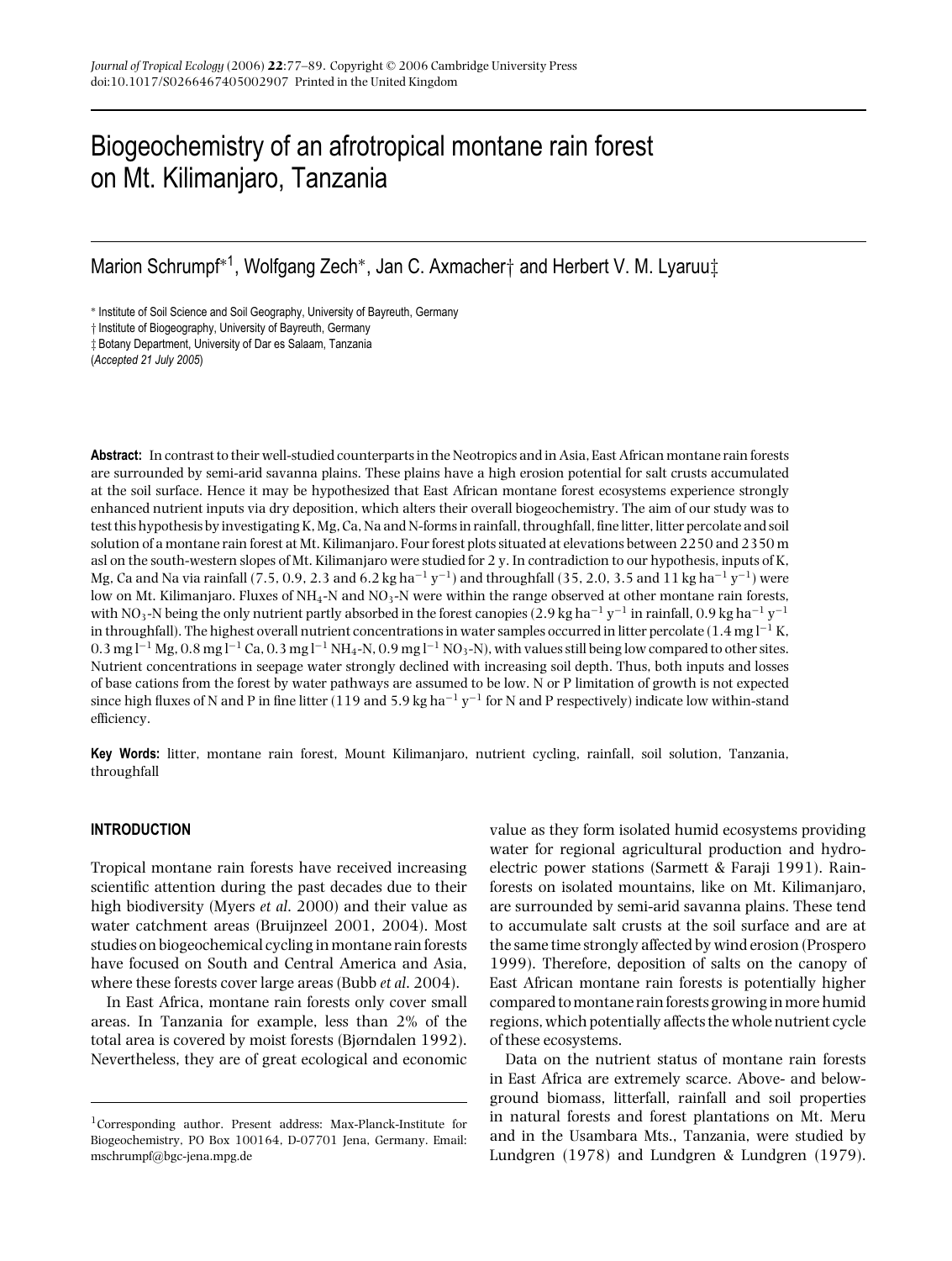# Biogeochemistry of an afrotropical montane rain forest on Mt. Kilimanjaro, Tanzania

Marion Schrumpf*[1], Wolfgang Zech*, Jan C. Axmacher† and Herbert V. M. Lyaruu‡

\* Institute of Soil Science and Soil Geography, University of Bayreuth, Germany
† Institute of Biogeography, University of Bayreuth, Germany
‡ Botany Department, University of Dar es Salaam, Tanzania
(*Accepted 21 July 2005*)

**Abstract:** In contrast to their well-studied counterparts in the Neotropics and in Asia, East African montane rain forests are surrounded by semi-arid savanna plains. These plains have a high erosion potential for salt crusts accumulated at the soil surface. Hence it may be hypothesized that East African montane forest ecosystems experience strongly enhanced nutrient inputs via dry deposition, which alters their overall biogeochemistry. The aim of our study was to test this hypothesis by investigating K, Mg, Ca, Na and N-forms in rainfall, throughfall, fine litter, litter percolate and soil solution of a montane rain forest at Mt. Kilimanjaro. Four forest plots situated at elevations between 2250 and 2350 m asl on the south-western slopes of Mt. Kilimanjaro were studied for 2 y. In contradiction to our hypothesis, inputs of K, Mg, Ca and Na via rainfall (7.5, 0.9, 2.3 and 6.2 kg $ha^{-1}$ $y^{-1}$) and throughfall (35, 2.0, 3.5 and 11 kg $ha^{-1}$ $y^{-1}$) were low on Mt. Kilimanjaro. Fluxes of $NH_4$-N and $NO_3$-N were within the range observed at other montane rain forests, with $NO_3$-N being the only nutrient partly absorbed in the forest canopies (2.9 kg $ha^{-1}$ $y^{-1}$ in rainfall, 0.9 kg $ha^{-1}$ $y^{-1}$ in throughfall). The highest overall nutrient concentrations in water samples occurred in litter percolate (1.4 mg $l^{-1}$ K, 0.3 mg $l^{-1}$ Mg, 0.8 mg $l^{-1}$ Ca, 0.3 mg $l^{-1}$ $NH_4$-N, 0.9 mg $l^{-1}$ $NO_3$-N), with values still being low compared to other sites. Nutrient concentrations in seepage water strongly declined with increasing soil depth. Thus, both inputs and losses of base cations from the forest by water pathways are assumed to be low. N or P limitation of growth is not expected since high fluxes of N and P in fine litter (119 and 5.9 kg $ha^{-1}$ $y^{-1}$ for N and P respectively) indicate low within-stand efficiency.

**Key Words:** litter, montane rain forest, Mount Kilimanjaro, nutrient cycling, rainfall, soil solution, Tanzania, throughfall

## INTRODUCTION

Tropical montane rain forests have received increasing scientific attention during the past decades due to their high biodiversity (Myers *et al.* 2000) and their value as water catchment areas (Bruijnzeel 2001, 2004). Most studies on biogeochemical cycling in montane rain forests have focused on South and Central America and Asia, where these forests cover large areas (Bubb *et al.* 2004).

In East Africa, montane rain forests only cover small areas. In Tanzania for example, less than 2% of the total area is covered by moist forests (Bjørndalen 1992). Nevertheless, they are of great ecological and economic value as they form isolated humid ecosystems providing water for regional agricultural production and hydro-electric power stations (Sarmett & Faraji 1991). Rain-forests on isolated mountains, like on Mt. Kilimanjaro, are surrounded by semi-arid savanna plains. These tend to accumulate salt crusts at the soil surface and are at the same time strongly affected by wind erosion (Prospero 1999). Therefore, deposition of salts on the canopy of East African montane rain forests is potentially higher compared to montane rain forests growing in more humid regions, which potentially affects the whole nutrient cycle of these ecosystems.

Data on the nutrient status of montane rain forests in East Africa are extremely scarce. Above- and below-ground biomass, litterfall, rainfall and soil properties in natural forests and forest plantations on Mt. Meru and in the Usambara Mts., Tanzania, were studied by Lundgren (1978) and Lundgren & Lundgren (1979).

[1]Corresponding author. Present address: Max-Planck-Institute for Biogeochemistry, PO Box 100164, D-07701 Jena, Germany. Email: mschrumpf@bgc-jena.mpg.de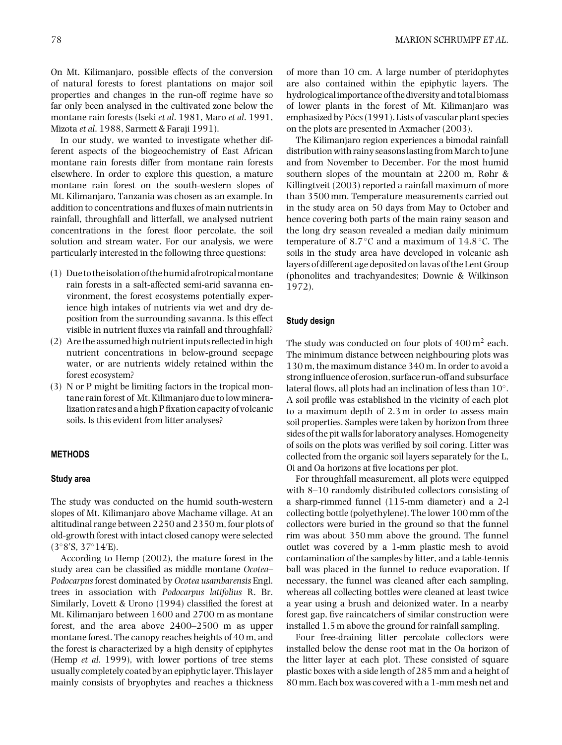On Mt. Kilimanjaro, possible effects of the conversion of natural forests to forest plantations on major soil properties and changes in the run-off regime have so far only been analysed in the cultivated zone below the montane rain forests (Iseki *et al.* 1981, Maro *et al.* 1991, Mizota *et al.* 1988, Sarmett & Faraji 1991).

In our study, we wanted to investigate whether different aspects of the biogeochemistry of East African montane rain forests differ from montane rain forests elsewhere. In order to explore this question, a mature montane rain forest on the south-western slopes of Mt. Kilimanjaro, Tanzania was chosen as an example. In addition to concentrations and fluxes of main nutrients in rainfall, throughfall and litterfall, we analysed nutrient concentrations in the forest floor percolate, the soil solution and stream water. For our analysis, we were particularly interested in the following three questions:

(1) Due to the isolation of the humid afrotropical montane rain forests in a salt-affected semi-arid savanna environment, the forest ecosystems potentially experience high intakes of nutrients via wet and dry deposition from the surrounding savanna. Is this effect visible in nutrient fluxes via rainfall and throughfall?
(2) Are the assumed high nutrient inputs reflected in high nutrient concentrations in below-ground seepage water, or are nutrients widely retained within the forest ecosystem?
(3) N or P might be limiting factors in the tropical montane rain forest of Mt. Kilimanjaro due to low mineralization rates and a high P fixation capacity of volcanic soils. Is this evident from litter analyses?

## METHODS

### Study area

The study was conducted on the humid south-western slopes of Mt. Kilimanjaro above Machame village. At an altitudinal range between 2250 and 2350 m, four plots of old-growth forest with intact closed canopy were selected (3°8′S, 37°14′E).

According to Hemp (2002), the mature forest in the study area can be classified as middle montane *Ocotea*–*Podocarpus* forest dominated by *Ocotea usambarensis* Engl. trees in association with *Podocarpus latifolius* R. Br. Similarly, Lovett & Urono (1994) classified the forest at Mt. Kilimanjaro between 1600 and 2700 m as montane forest, and the area above 2400–2500 m as upper montane forest. The canopy reaches heights of 40 m, and the forest is characterized by a high density of epiphytes (Hemp *et al.* 1999), with lower portions of tree stems usually completely coated by an epiphytic layer. This layer mainly consists of bryophytes and reaches a thickness of more than 10 cm. A large number of pteridophytes are also contained within the epiphytic layers. The hydrological importance of the diversity and total biomass of lower plants in the forest of Mt. Kilimanjaro was emphasized by Pócs (1991). Lists of vascular plant species on the plots are presented in Axmacher (2003).

The Kilimanjaro region experiences a bimodal rainfall distribution with rainy seasons lasting from March to June and from November to December. For the most humid southern slopes of the mountain at 2200 m, Røhr & Killingtveit (2003) reported a rainfall maximum of more than 3500 mm. Temperature measurements carried out in the study area on 50 days from May to October and hence covering both parts of the main rainy season and the long dry season revealed a median daily minimum temperature of 8.7 °C and a maximum of 14.8 °C. The soils in the study area have developed in volcanic ash layers of different age deposited on lavas of the Lent Group (phonolites and trachyandesites; Downie & Wilkinson 1972).

### Study design

The study was conducted on four plots of 400 $m^2$ each. The minimum distance between neighbouring plots was 130 m, the maximum distance 340 m. In order to avoid a strong influence of erosion, surface run-off and subsurface lateral flows, all plots had an inclination of less than 10°. A soil profile was established in the vicinity of each plot to a maximum depth of 2.3 m in order to assess main soil properties. Samples were taken by horizon from three sides of the pit walls for laboratory analyses. Homogeneity of soils on the plots was verified by soil coring. Litter was collected from the organic soil layers separately for the L, Oi and Oa horizons at five locations per plot.

For throughfall measurement, all plots were equipped with 8–10 randomly distributed collectors consisting of a sharp-rimmed funnel (115-mm diameter) and a 2-l collecting bottle (polyethylene). The lower 100 mm of the collectors were buried in the ground so that the funnel rim was about 350 mm above the ground. The funnel outlet was covered by a 1-mm plastic mesh to avoid contamination of the samples by litter, and a table-tennis ball was placed in the funnel to reduce evaporation. If necessary, the funnel was cleaned after each sampling, whereas all collecting bottles were cleaned at least twice a year using a brush and deionized water. In a nearby forest gap, five raincatchers of similar construction were installed 1.5 m above the ground for rainfall sampling.

Four free-draining litter percolate collectors were installed below the dense root mat in the Oa horizon of the litter layer at each plot. These consisted of square plastic boxes with a side length of 285 mm and a height of 80 mm. Each box was covered with a 1-mm mesh net and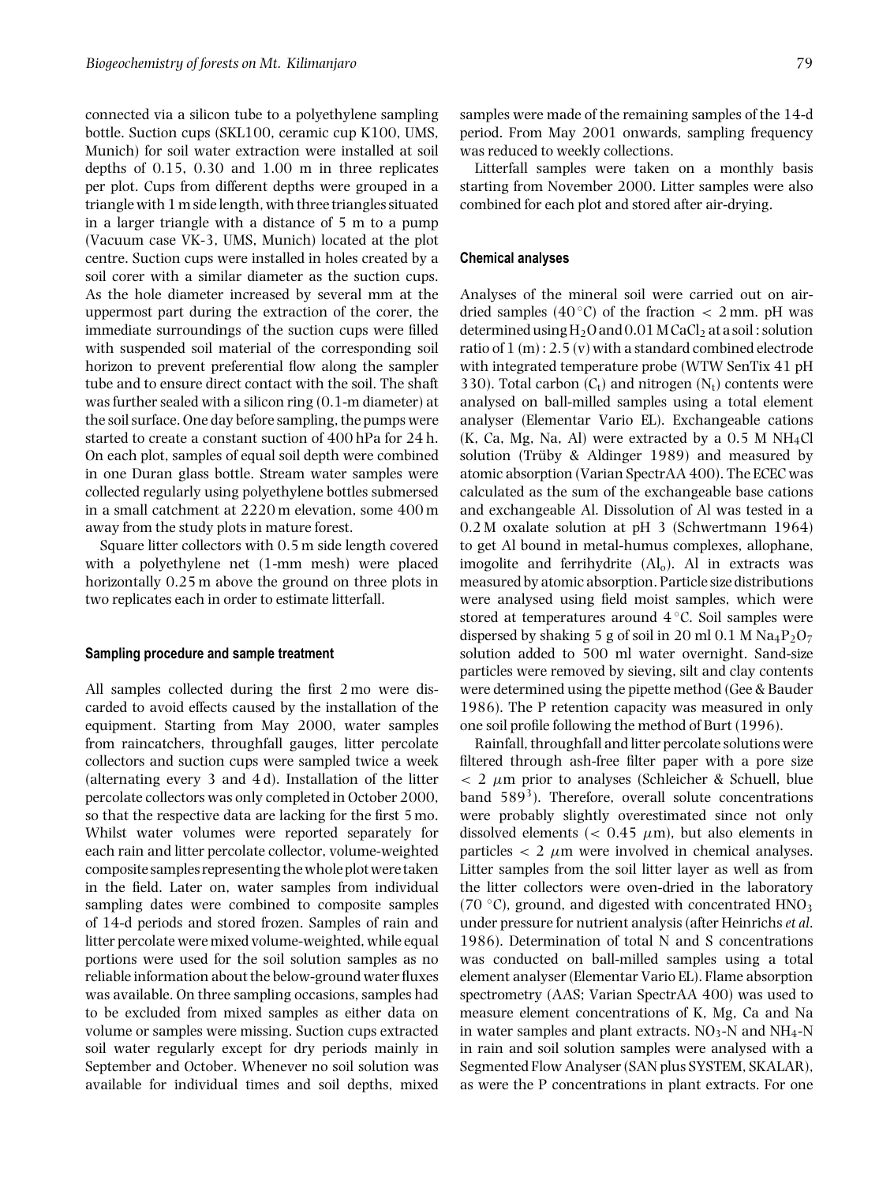connected via a silicon tube to a polyethylene sampling bottle. Suction cups (SKL100, ceramic cup K100, UMS, Munich) for soil water extraction were installed at soil depths of 0.15, 0.30 and 1.00 m in three replicates per plot. Cups from different depths were grouped in a triangle with 1 m side length, with three triangles situated in a larger triangle with a distance of 5 m to a pump (Vacuum case VK-3, UMS, Munich) located at the plot centre. Suction cups were installed in holes created by a soil corer with a similar diameter as the suction cups. As the hole diameter increased by several mm at the uppermost part during the extraction of the corer, the immediate surroundings of the suction cups were filled with suspended soil material of the corresponding soil horizon to prevent preferential flow along the sampler tube and to ensure direct contact with the soil. The shaft was further sealed with a silicon ring (0.1-m diameter) at the soil surface. One day before sampling, the pumps were started to create a constant suction of 400 hPa for 24 h. On each plot, samples of equal soil depth were combined in one Duran glass bottle. Stream water samples were collected regularly using polyethylene bottles submersed in a small catchment at 2220 m elevation, some 400 m away from the study plots in mature forest.

Square litter collectors with 0.5 m side length covered with a polyethylene net (1-mm mesh) were placed horizontally 0.25 m above the ground on three plots in two replicates each in order to estimate litterfall.

#### Sampling procedure and sample treatment

All samples collected during the first 2 mo were discarded to avoid effects caused by the installation of the equipment. Starting from May 2000, water samples from raincatchers, throughfall gauges, litter percolate collectors and suction cups were sampled twice a week (alternating every 3 and 4 d). Installation of the litter percolate collectors was only completed in October 2000, so that the respective data are lacking for the first 5 mo. Whilst water volumes were reported separately for each rain and litter percolate collector, volume-weighted composite samples representing the whole plot were taken in the field. Later on, water samples from individual sampling dates were combined to composite samples of 14-d periods and stored frozen. Samples of rain and litter percolate were mixed volume-weighted, while equal portions were used for the soil solution samples as no reliable information about the below-ground water fluxes was available. On three sampling occasions, samples had to be excluded from mixed samples as either data on volume or samples were missing. Suction cups extracted soil water regularly except for dry periods mainly in September and October. Whenever no soil solution was available for individual times and soil depths, mixed samples were made of the remaining samples of the 14-d period. From May 2001 onwards, sampling frequency was reduced to weekly collections.

Litterfall samples were taken on a monthly basis starting from November 2000. Litter samples were also combined for each plot and stored after air-drying.

#### Chemical analyses

Analyses of the mineral soil were carried out on air-dried samples (40 °C) of the fraction < 2 mm. pH was determined using $H_2O$ and 0.01 M $CaCl_2$ at a soil : solution ratio of 1 (m) : 2.5 (v) with a standard combined electrode with integrated temperature probe (WTW SenTix 41 pH 330). Total carbon ($C_t$) and nitrogen ($N_t$) contents were analysed on ball-milled samples using a total element analyser (Elementar Vario EL). Exchangeable cations (K, Ca, Mg, Na, Al) were extracted by a 0.5 M $NH_4Cl$ solution (Trüby & Aldinger 1989) and measured by atomic absorption (Varian SpectrAA 400). The ECEC was calculated as the sum of the exchangeable base cations and exchangeable Al. Dissolution of Al was tested in a 0.2 M oxalate solution at pH 3 (Schwertmann 1964) to get Al bound in metal-humus complexes, allophane, imogolite and ferrihydrite ($Al_o$). Al in extracts was measured by atomic absorption. Particle size distributions were analysed using field moist samples, which were stored at temperatures around 4 °C. Soil samples were dispersed by shaking 5 g of soil in 20 ml 0.1 M $Na_4P_2O_7$ solution added to 500 ml water overnight. Sand-size particles were removed by sieving, silt and clay contents were determined using the pipette method (Gee & Bauder 1986). The P retention capacity was measured in only one soil profile following the method of Burt (1996).

Rainfall, throughfall and litter percolate solutions were filtered through ash-free filter paper with a pore size < 2 $\mu$m prior to analyses (Schleicher & Schuell, blue band 589[3]). Therefore, overall solute concentrations were probably slightly overestimated since not only dissolved elements (< 0.45 $\mu$m), but also elements in particles < 2 $\mu$m were involved in chemical analyses. Litter samples from the soil litter layer as well as from the litter collectors were oven-dried in the laboratory (70 °C), ground, and digested with concentrated $HNO_3$ under pressure for nutrient analysis (after Heinrichs *et al.* 1986). Determination of total N and S concentrations was conducted on ball-milled samples using a total element analyser (Elementar Vario EL). Flame absorption spectrometry (AAS; Varian SpectrAA 400) was used to measure element concentrations of K, Mg, Ca and Na in water samples and plant extracts. $NO_3$-N and $NH_4$-N in rain and soil solution samples were analysed with a Segmented Flow Analyser (SAN plus SYSTEM, SKALAR), as were the P concentrations in plant extracts. For one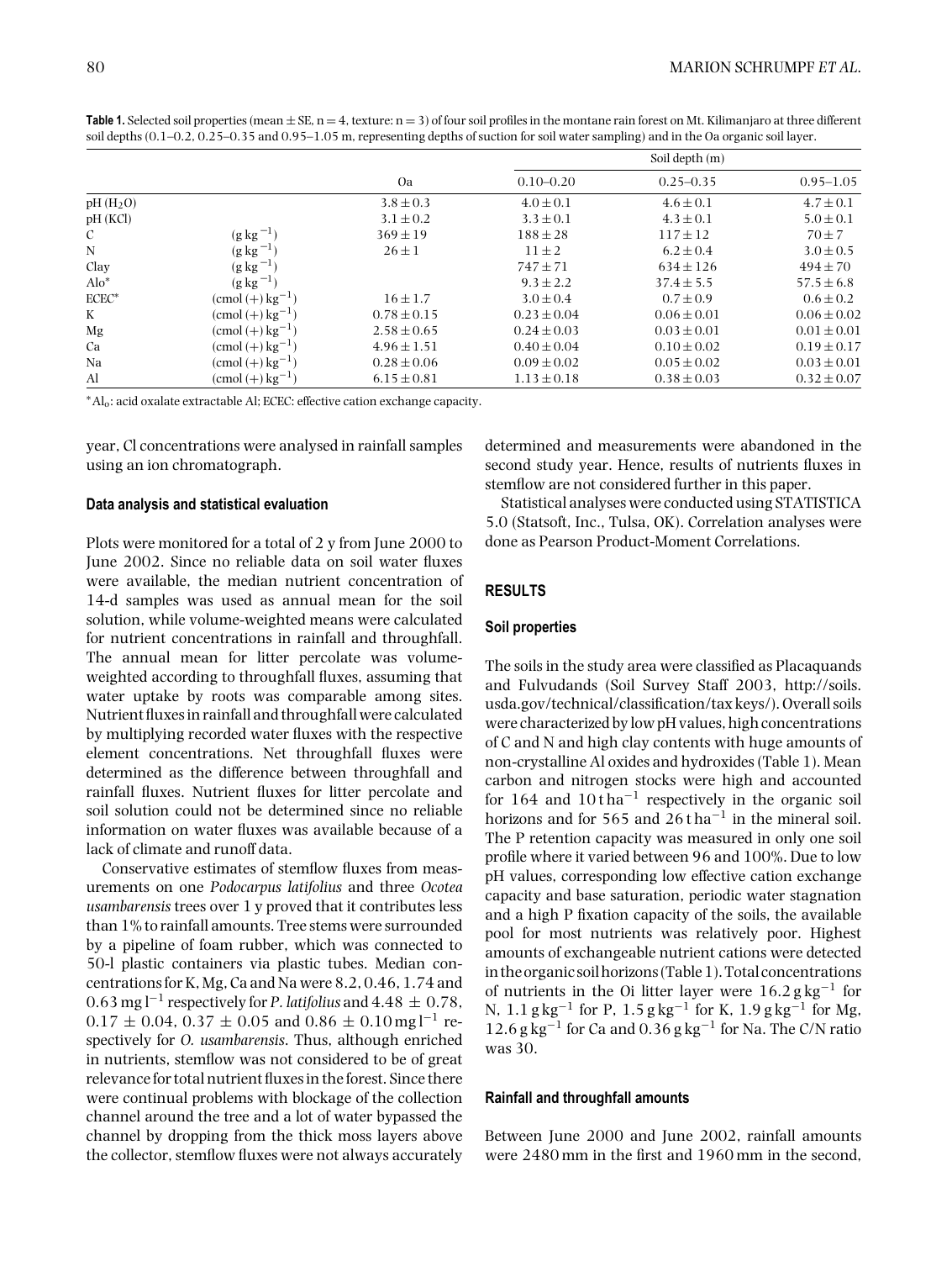**Table 1.** Selected soil properties (mean ± SE, n = 4, texture: n = 3) of four soil profiles in the montane rain forest on Mt. Kilimanjaro at three different soil depths (0.1–0.2, 0.25–0.35 and 0.95–1.05 m, representing depths of suction for soil water sampling) and in the Oa organic soil layer.

| | | | Soil depth (m) | | |
|---|---|---|---|---|---|
| | | Oa | 0.10–0.20 | 0.25–0.35 | 0.95–1.05 |
| pH ($H_2O$) | | 3.8 ± 0.3 | 4.0 ± 0.1 | 4.6 ± 0.1 | 4.7 ± 0.1 |
| pH (KCl) | | 3.1 ± 0.2 | 3.3 ± 0.1 | 4.3 ± 0.1 | 5.0 ± 0.1 |
| C | ($g\,kg^{-1}$) | 369 ± 19 | 188 ± 28 | 117 ± 12 | 70 ± 7 |
| N | ($g\,kg^{-1}$) | 26 ± 1 | 11 ± 2 | 6.2 ± 0.4 | 3.0 ± 0.5 |
| Clay | ($g\,kg^{-1}$) | | 747 ± 71 | 634 ± 126 | 494 ± 70 |
| Alo* | ($g\,kg^{-1}$) | | 9.3 ± 2.2 | 37.4 ± 5.5 | 57.5 ± 6.8 |
| ECEC* | (cmol (+) $kg^{-1}$) | 16 ± 1.7 | 3.0 ± 0.4 | 0.7 ± 0.9 | 0.6 ± 0.2 |
| K | (cmol (+) $kg^{-1}$) | 0.78 ± 0.15 | 0.23 ± 0.04 | 0.06 ± 0.01 | 0.06 ± 0.02 |
| Mg | (cmol (+) $kg^{-1}$) | 2.58 ± 0.65 | 0.24 ± 0.03 | 0.03 ± 0.01 | 0.01 ± 0.01 |
| Ca | (cmol (+) $kg^{-1}$) | 4.96 ± 1.51 | 0.40 ± 0.04 | 0.10 ± 0.02 | 0.19 ± 0.17 |
| Na | (cmol (+) $kg^{-1}$) | 0.28 ± 0.06 | 0.09 ± 0.02 | 0.05 ± 0.02 | 0.03 ± 0.01 |
| Al | (cmol (+) $kg^{-1}$) | 6.15 ± 0.81 | 1.13 ± 0.18 | 0.38 ± 0.03 | 0.32 ± 0.07 |

*$Al_o$: acid oxalate extractable Al; ECEC: effective cation exchange capacity.

year, Cl concentrations were analysed in rainfall samples using an ion chromatograph.

### Data analysis and statistical evaluation

Plots were monitored for a total of 2 y from June 2000 to June 2002. Since no reliable data on soil water fluxes were available, the median nutrient concentration of 14-d samples was used as annual mean for the soil solution, while volume-weighted means were calculated for nutrient concentrations in rainfall and throughfall. The annual mean for litter percolate was volume-weighted according to throughfall fluxes, assuming that water uptake by roots was comparable among sites. Nutrient fluxes in rainfall and throughfall were calculated by multiplying recorded water fluxes with the respective element concentrations. Net throughfall fluxes were determined as the difference between throughfall and rainfall fluxes. Nutrient fluxes for litter percolate and soil solution could not be determined since no reliable information on water fluxes was available because of a lack of climate and runoff data.

Conservative estimates of stemflow fluxes from measurements on one *Podocarpus latifolius* and three *Ocotea usambarensis* trees over 1 y proved that it contributes less than 1% to rainfall amounts. Tree stems were surrounded by a pipeline of foam rubber, which was connected to 50-l plastic containers via plastic tubes. Median concentrations for K, Mg, Ca and Na were 8.2, 0.46, 1.74 and 0.63 mg $l^{-1}$ respectively for *P. latifolius* and 4.48 ± 0.78, 0.17 ± 0.04, 0.37 ± 0.05 and 0.86 ± 0.10 mg $l^{-1}$ respectively for *O. usambarensis*. Thus, although enriched in nutrients, stemflow was not considered to be of great relevance for total nutrient fluxes in the forest. Since there were continual problems with blockage of the collection channel around the tree and a lot of water bypassed the channel by dropping from the thick moss layers above the collector, stemflow fluxes were not always accurately determined and measurements were abandoned in the second study year. Hence, results of nutrients fluxes in stemflow are not considered further in this paper.

Statistical analyses were conducted using STATISTICA 5.0 (Statsoft, Inc., Tulsa, OK). Correlation analyses were done as Pearson Product-Moment Correlations.

## RESULTS

### Soil properties

The soils in the study area were classified as Placaquands and Fulvudands (Soil Survey Staff 2003, http://soils.usda.gov/technical/classification/tax keys/). Overall soils were characterized by low pH values, high concentrations of C and N and high clay contents with huge amounts of non-crystalline Al oxides and hydroxides (Table 1). Mean carbon and nitrogen stocks were high and accounted for 164 and 10 t $ha^{-1}$ respectively in the organic soil horizons and for 565 and 26 t $ha^{-1}$ in the mineral soil. The P retention capacity was measured in only one soil profile where it varied between 96 and 100%. Due to low pH values, corresponding low effective cation exchange capacity and base saturation, periodic water stagnation and a high P fixation capacity of the soils, the available pool for most nutrients was relatively poor. Highest amounts of exchangeable nutrient cations were detected in the organic soil horizons (Table 1). Total concentrations of nutrients in the Oi litter layer were 16.2 g $kg^{-1}$ for N, 1.1 g $kg^{-1}$ for P, 1.5 g $kg^{-1}$ for K, 1.9 g $kg^{-1}$ for Mg, 12.6 g $kg^{-1}$ for Ca and 0.36 g $kg^{-1}$ for Na. The C/N ratio was 30.

### Rainfall and throughfall amounts

Between June 2000 and June 2002, rainfall amounts were 2480 mm in the first and 1960 mm in the second,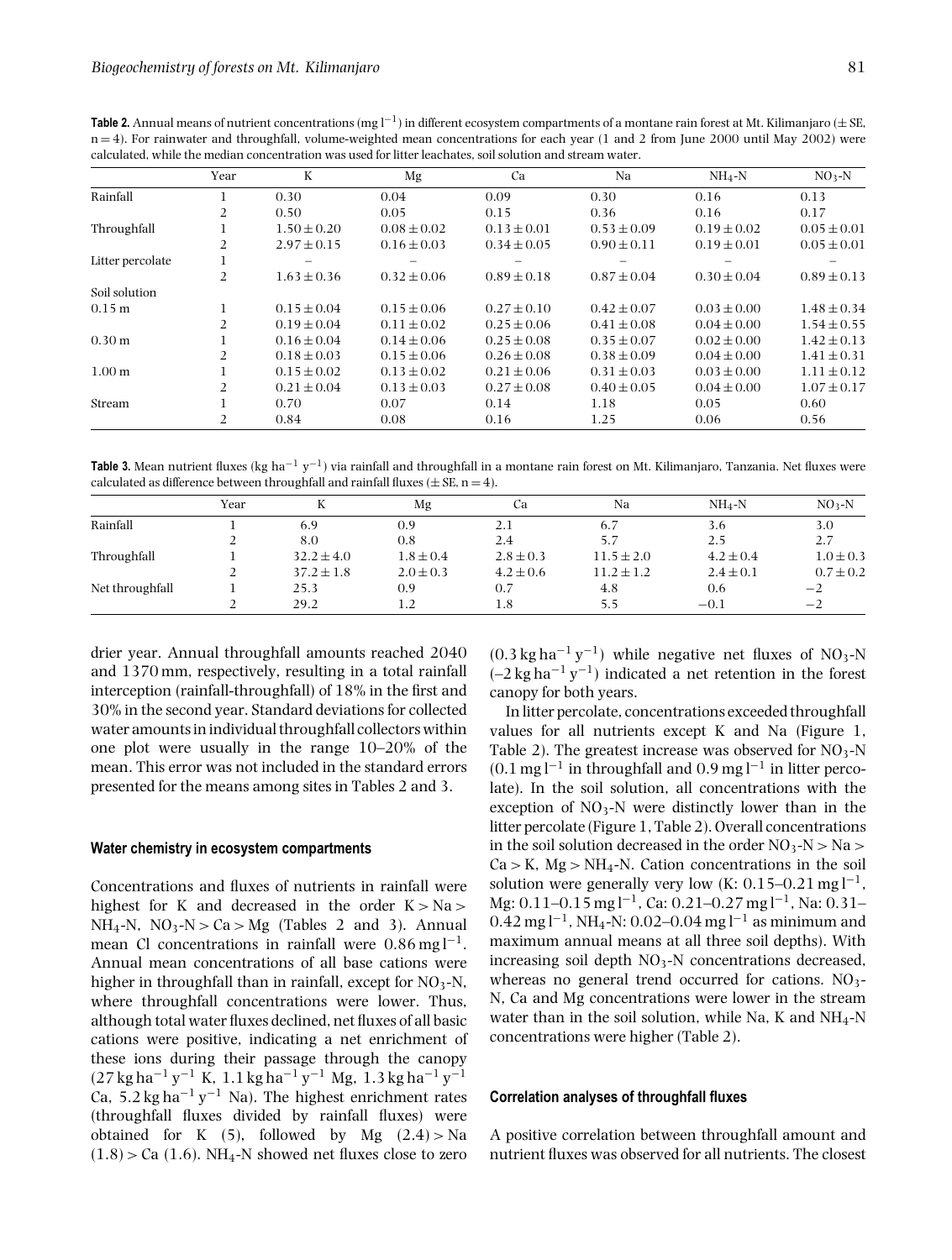**Table 2.** Annual means of nutrient concentrations (mg $l^{-1}$) in different ecosystem compartments of a montane rain forest at Mt. Kilimanjaro (± SE, n = 4). For rainwater and throughfall, volume-weighted mean concentrations for each year (1 and 2 from June 2000 until May 2002) were calculated, while the median concentration was used for litter leachates, soil solution and stream water.

| | Year | K | Mg | Ca | Na | $NH_4$-N | $NO_3$-N |
|---|---|---|---|---|---|---|---|
| Rainfall | 1 | 0.30 | 0.04 | 0.09 | 0.30 | 0.16 | 0.13 |
| | 2 | 0.50 | 0.05 | 0.15 | 0.36 | 0.16 | 0.17 |
| Throughfall | 1 | 1.50 ± 0.20 | 0.08 ± 0.02 | 0.13 ± 0.01 | 0.53 ± 0.09 | 0.19 ± 0.02 | 0.05 ± 0.01 |
| | 2 | 2.97 ± 0.15 | 0.16 ± 0.03 | 0.34 ± 0.05 | 0.90 ± 0.11 | 0.19 ± 0.01 | 0.05 ± 0.01 |
| Litter percolate | 1 | – | – | – | – | – | – |
| | 2 | 1.63 ± 0.36 | 0.32 ± 0.06 | 0.89 ± 0.18 | 0.87 ± 0.04 | 0.30 ± 0.04 | 0.89 ± 0.13 |
| Soil solution | | | | | | | |
| 0.15 m | 1 | 0.15 ± 0.04 | 0.15 ± 0.06 | 0.27 ± 0.10 | 0.42 ± 0.07 | 0.03 ± 0.00 | 1.48 ± 0.34 |
| | 2 | 0.19 ± 0.04 | 0.11 ± 0.02 | 0.25 ± 0.06 | 0.41 ± 0.08 | 0.04 ± 0.00 | 1.54 ± 0.55 |
| 0.30 m | 1 | 0.16 ± 0.04 | 0.14 ± 0.06 | 0.25 ± 0.08 | 0.35 ± 0.07 | 0.02 ± 0.00 | 1.42 ± 0.13 |
| | 2 | 0.18 ± 0.03 | 0.15 ± 0.06 | 0.26 ± 0.08 | 0.38 ± 0.09 | 0.04 ± 0.00 | 1.41 ± 0.31 |
| 1.00 m | 1 | 0.15 ± 0.02 | 0.13 ± 0.02 | 0.21 ± 0.06 | 0.31 ± 0.03 | 0.03 ± 0.00 | 1.11 ± 0.12 |
| | 2 | 0.21 ± 0.04 | 0.13 ± 0.03 | 0.27 ± 0.08 | 0.40 ± 0.05 | 0.04 ± 0.00 | 1.07 ± 0.17 |
| Stream | 1 | 0.70 | 0.07 | 0.14 | 1.18 | 0.05 | 0.60 |
| | 2 | 0.84 | 0.08 | 0.16 | 1.25 | 0.06 | 0.56 |

**Table 3.** Mean nutrient fluxes (kg $ha^{-1}$ $y^{-1}$) via rainfall and throughfall in a montane rain forest on Mt. Kilimanjaro, Tanzania. Net fluxes were calculated as difference between throughfall and rainfall fluxes (± SE, n = 4).

| | Year | K | Mg | Ca | Na | $NH_4$-N | $NO_3$-N |
|---|---|---|---|---|---|---|---|
| Rainfall | 1 | 6.9 | 0.9 | 2.1 | 6.7 | 3.6 | 3.0 |
| | 2 | 8.0 | 0.8 | 2.4 | 5.7 | 2.5 | 2.7 |
| Throughfall | 1 | 32.2 ± 4.0 | 1.8 ± 0.4 | 2.8 ± 0.3 | 11.5 ± 2.0 | 4.2 ± 0.4 | 1.0 ± 0.3 |
| | 2 | 37.2 ± 1.8 | 2.0 ± 0.3 | 4.2 ± 0.6 | 11.2 ± 1.2 | 2.4 ± 0.1 | 0.7 ± 0.2 |
| Net throughfall | 1 | 25.3 | 0.9 | 0.7 | 4.8 | 0.6 | −2 |
| | 2 | 29.2 | 1.2 | 1.8 | 5.5 | −0.1 | −2 |

drier year. Annual throughfall amounts reached 2040 and 1370 mm, respectively, resulting in a total rainfall interception (rainfall-throughfall) of 18% in the first and 30% in the second year. Standard deviations for collected water amounts in individual throughfall collectors within one plot were usually in the range 10–20% of the mean. This error was not included in the standard errors presented for the means among sites in Tables 2 and 3.

### Water chemistry in ecosystem compartments

Concentrations and fluxes of nutrients in rainfall were highest for K and decreased in the order K > Na > $NH_4$-N, $NO_3$-N > Ca > Mg (Tables 2 and 3). Annual mean Cl concentrations in rainfall were 0.86 mg $l^{-1}$. Annual mean concentrations of all base cations were higher in throughfall than in rainfall, except for $NO_3$-N, where throughfall concentrations were lower. Thus, although total water fluxes declined, net fluxes of all basic cations were positive, indicating a net enrichment of these ions during their passage through the canopy (27 kg $ha^{-1}$ $y^{-1}$ K, 1.1 kg $ha^{-1}$ $y^{-1}$ Mg, 1.3 kg $ha^{-1}$ $y^{-1}$ Ca, 5.2 kg $ha^{-1}$ $y^{-1}$ Na). The highest enrichment rates (throughfall fluxes divided by rainfall fluxes) were obtained for K (5), followed by Mg (2.4) > Na (1.8) > Ca (1.6). $NH_4$-N showed net fluxes close to zero (0.3 kg $ha^{-1}$ $y^{-1}$) while negative net fluxes of $NO_3$-N (–2 kg $ha^{-1}$ $y^{-1}$) indicated a net retention in the forest canopy for both years.

In litter percolate, concentrations exceeded throughfall values for all nutrients except K and Na (Figure 1, Table 2). The greatest increase was observed for $NO_3$-N (0.1 mg $l^{-1}$ in throughfall and 0.9 mg $l^{-1}$ in litter percolate). In the soil solution, all concentrations with the exception of $NO_3$-N were distinctly lower than in the litter percolate (Figure 1, Table 2). Overall concentrations in the soil solution decreased in the order $NO_3$-N > Na > Ca > K, Mg > $NH_4$-N. Cation concentrations in the soil solution were generally very low (K: 0.15–0.21 mg $l^{-1}$, Mg: 0.11–0.15 mg $l^{-1}$, Ca: 0.21–0.27 mg $l^{-1}$, Na: 0.31–0.42 mg $l^{-1}$, $NH_4$-N: 0.02–0.04 mg $l^{-1}$ as minimum and maximum annual means at all three soil depths). With increasing soil depth $NO_3$-N concentrations decreased, whereas no general trend occurred for cations. $NO_3$-N, Ca and Mg concentrations were lower in the stream water than in the soil solution, while Na, K and $NH_4$-N concentrations were higher (Table 2).

### Correlation analyses of throughfall fluxes

A positive correlation between throughfall amount and nutrient fluxes was observed for all nutrients. The closest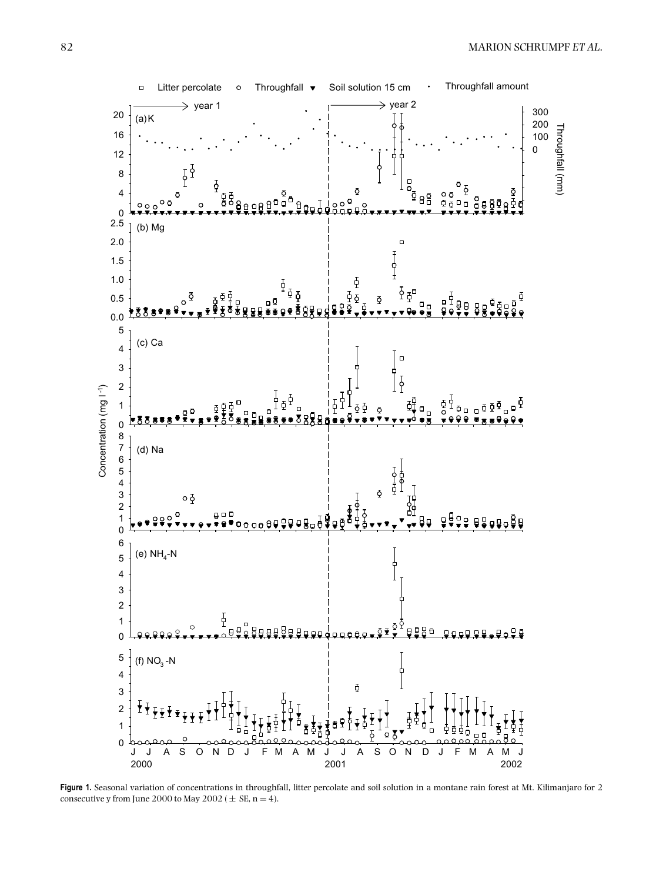**Figure 1.** Seasonal variation of concentrations in throughfall, litter percolate and soil solution in a montane rain forest at Mt. Kilimanjaro for 2 consecutive y from June 2000 to May 2002 ($\pm$ SE, n = 4).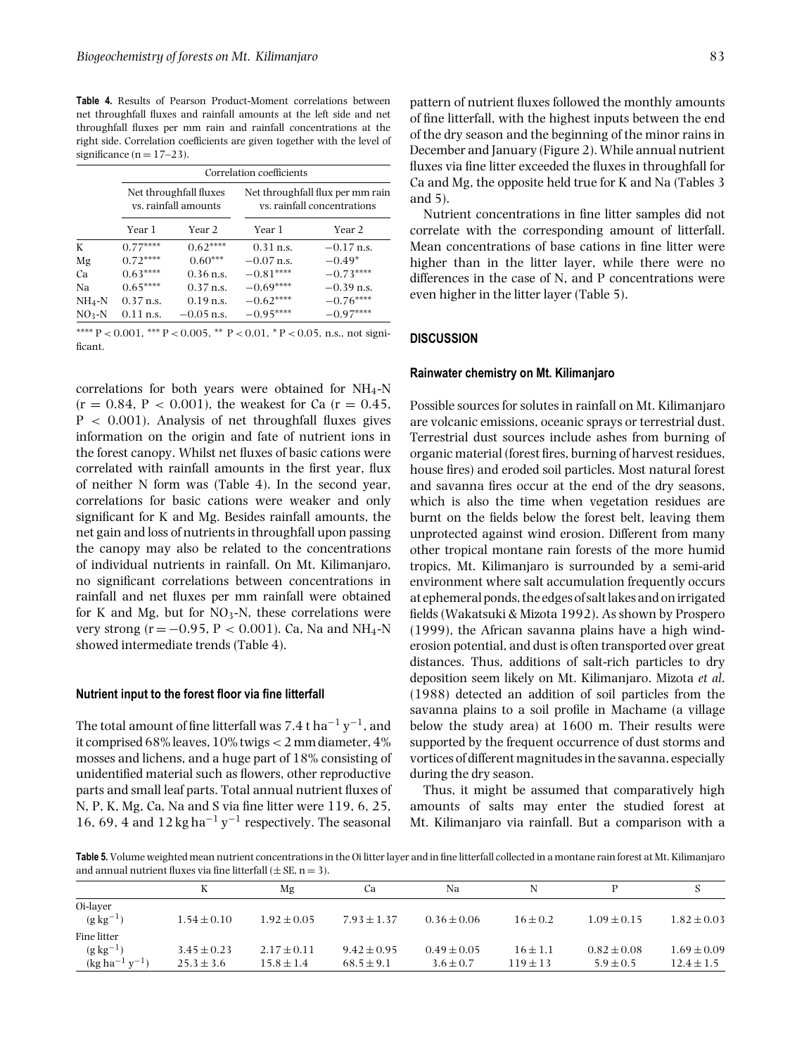**Table 4.** Results of Pearson Product-Moment correlations between net throughfall fluxes and rainfall amounts at the left side and net throughfall fluxes per mm rain and rainfall concentrations at the right side. Correlation coefficients are given together with the level of significance (n = 17–23).

| | Correlation coefficients | | | |
|---|---|---|---|---|
| | Net throughfall fluxes vs. rainfall amounts | | Net throughfall flux per mm rain vs. rainfall concentrations | |
| | Year 1 | Year 2 | Year 1 | Year 2 |
| K | 0.77**** | 0.62**** | 0.31 n.s. | −0.17 n.s. |
| Mg | 0.72**** | 0.60*** | −0.07 n.s. | −0.49* |
| Ca | 0.63**** | 0.36 n.s. | −0.81**** | −0.73**** |
| Na | 0.65**** | 0.37 n.s. | −0.69**** | −0.39 n.s. |
| $NH_4$-N | 0.37 n.s. | 0.19 n.s. | −0.62**** | −0.76**** |
| $NO_3$-N | 0.11 n.s. | −0.05 n.s. | −0.95**** | −0.97**** |

**** $P < 0.001$, *** $P < 0.005$, ** $P < 0.01$, * $P < 0.05$, n.s., not significant.

correlations for both years were obtained for $NH_4$-N ($r = 0.84$, $P < 0.001$), the weakest for Ca ($r = 0.45$, $P < 0.001$). Analysis of net throughfall fluxes gives information on the origin and fate of nutrient ions in the forest canopy. Whilst net fluxes of basic cations were correlated with rainfall amounts in the first year, flux of neither N form was (Table 4). In the second year, correlations for basic cations were weaker and only significant for K and Mg. Besides rainfall amounts, the net gain and loss of nutrients in throughfall upon passing the canopy may also be related to the concentrations of individual nutrients in rainfall. On Mt. Kilimanjaro, no significant correlations between concentrations in rainfall and net fluxes per mm rainfall were obtained for K and Mg, but for $NO_3$-N, these correlations were very strong ($r = -0.95$, $P < 0.001$). Ca, Na and $NH_4$-N showed intermediate trends (Table 4).

### Nutrient input to the forest floor via fine litterfall

The total amount of fine litterfall was 7.4 t $ha^{-1}$ $y^{-1}$, and it comprised 68% leaves, 10% twigs < 2 mm diameter, 4% mosses and lichens, and a huge part of 18% consisting of unidentified material such as flowers, other reproductive parts and small leaf parts. Total annual nutrient fluxes of N, P, K, Mg, Ca, Na and S via fine litter were 119, 6, 25, 16, 69, 4 and 12 kg $ha^{-1}$ $y^{-1}$ respectively. The seasonal pattern of nutrient fluxes followed the monthly amounts of fine litterfall, with the highest inputs between the end of the dry season and the beginning of the minor rains in December and January (Figure 2). While annual nutrient fluxes via fine litter exceeded the fluxes in throughfall for Ca and Mg, the opposite held true for K and Na (Tables 3 and 5).

Nutrient concentrations in fine litter samples did not correlate with the corresponding amount of litterfall. Mean concentrations of base cations in fine litter were higher than in the litter layer, while there were no differences in the case of N, and P concentrations were even higher in the litter layer (Table 5).

## DISCUSSION

### Rainwater chemistry on Mt. Kilimanjaro

Possible sources for solutes in rainfall on Mt. Kilimanjaro are volcanic emissions, oceanic sprays or terrestrial dust. Terrestrial dust sources include ashes from burning of organic material (forest fires, burning of harvest residues, house fires) and eroded soil particles. Most natural forest and savanna fires occur at the end of the dry seasons, which is also the time when vegetation residues are burnt on the fields below the forest belt, leaving them unprotected against wind erosion. Different from many other tropical montane rain forests of the more humid tropics, Mt. Kilimanjaro is surrounded by a semi-arid environment where salt accumulation frequently occurs at ephemeral ponds, the edges of salt lakes and on irrigated fields (Wakatsuki & Mizota 1992). As shown by Prospero (1999), the African savanna plains have a high wind-erosion potential, and dust is often transported over great distances. Thus, additions of salt-rich particles to dry deposition seem likely on Mt. Kilimanjaro. Mizota *et al.* (1988) detected an addition of soil particles from the savanna plains to a soil profile in Machame (a village below the study area) at 1600 m. Their results were supported by the frequent occurrence of dust storms and vortices of different magnitudes in the savanna, especially during the dry season.

Thus, it might be assumed that comparatively high amounts of salts may enter the studied forest at Mt. Kilimanjaro via rainfall. But a comparison with a

**Table 5.** Volume weighted mean nutrient concentrations in the Oi litter layer and in fine litterfall collected in a montane rain forest at Mt. Kilimanjaro and annual nutrient fluxes via fine litterfall (± SE, n = 3).

| | K | Mg | Ca | Na | N | P | S |
|---|---|---|---|---|---|---|---|
| Oi-layer | | | | | | | |
| (g $kg^{-1}$) | 1.54 ± 0.10 | 1.92 ± 0.05 | 7.93 ± 1.37 | 0.36 ± 0.06 | 16 ± 0.2 | 1.09 ± 0.15 | 1.82 ± 0.03 |
| Fine litter | | | | | | | |
| (g $kg^{-1}$) | 3.45 ± 0.23 | 2.17 ± 0.11 | 9.42 ± 0.95 | 0.49 ± 0.05 | 16 ± 1.1 | 0.82 ± 0.08 | 1.69 ± 0.09 |
| (kg $ha^{-1}$ $y^{-1}$) | 25.3 ± 3.6 | 15.8 ± 1.4 | 68.5 ± 9.1 | 3.6 ± 0.7 | 119 ± 13 | 5.9 ± 0.5 | 12.4 ± 1.5 |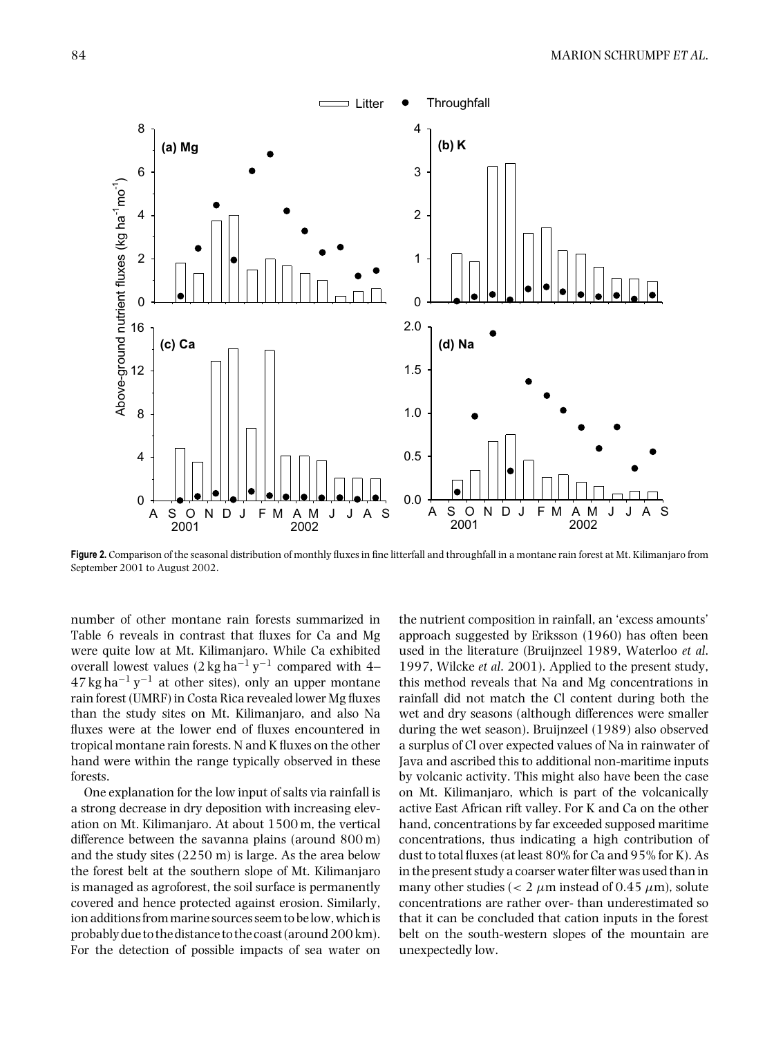**Figure 2.** Comparison of the seasonal distribution of monthly fluxes in fine litterfall and throughfall in a montane rain forest at Mt. Kilimanjaro from September 2001 to August 2002.

number of other montane rain forests summarized in Table 6 reveals in contrast that fluxes for Ca and Mg were quite low at Mt. Kilimanjaro. While Ca exhibited overall lowest values ($2\,\text{kg}\,\text{ha}^{-1}\,\text{y}^{-1}$ compared with 4–$47\,\text{kg}\,\text{ha}^{-1}\,\text{y}^{-1}$ at other sites), only an upper montane rain forest (UMRF) in Costa Rica revealed lower Mg fluxes than the study sites on Mt. Kilimanjaro, and also Na fluxes were at the lower end of fluxes encountered in tropical montane rain forests. N and K fluxes on the other hand were within the range typically observed in these forests.

One explanation for the low input of salts via rainfall is a strong decrease in dry deposition with increasing elevation on Mt. Kilimanjaro. At about 1500 m, the vertical difference between the savanna plains (around 800 m) and the study sites (2250 m) is large. As the area below the forest belt at the southern slope of Mt. Kilimanjaro is managed as agroforest, the soil surface is permanently covered and hence protected against erosion. Similarly, ion additions from marine sources seem to be low, which is probably due to the distance to the coast (around 200 km). For the detection of possible impacts of sea water on the nutrient composition in rainfall, an 'excess amounts' approach suggested by Eriksson (1960) has often been used in the literature (Bruijnzeel 1989, Waterloo *et al*. 1997, Wilcke *et al*. 2001). Applied to the present study, this method reveals that Na and Mg concentrations in rainfall did not match the Cl content during both the wet and dry seasons (although differences were smaller during the wet season). Bruijnzeel (1989) also observed a surplus of Cl over expected values of Na in rainwater of Java and ascribed this to additional non-maritime inputs by volcanic activity. This might also have been the case on Mt. Kilimanjaro, which is part of the volcanically active East African rift valley. For K and Ca on the other hand, concentrations by far exceeded supposed maritime concentrations, thus indicating a high contribution of dust to total fluxes (at least 80% for Ca and 95% for K). As in the present study a coarser water filter was used than in many other studies ($< 2\ \mu\text{m}$ instead of $0.45\ \mu\text{m}$), solute concentrations are rather over- than underestimated so that it can be concluded that cation inputs in the forest belt on the south-western slopes of the mountain are unexpectedly low.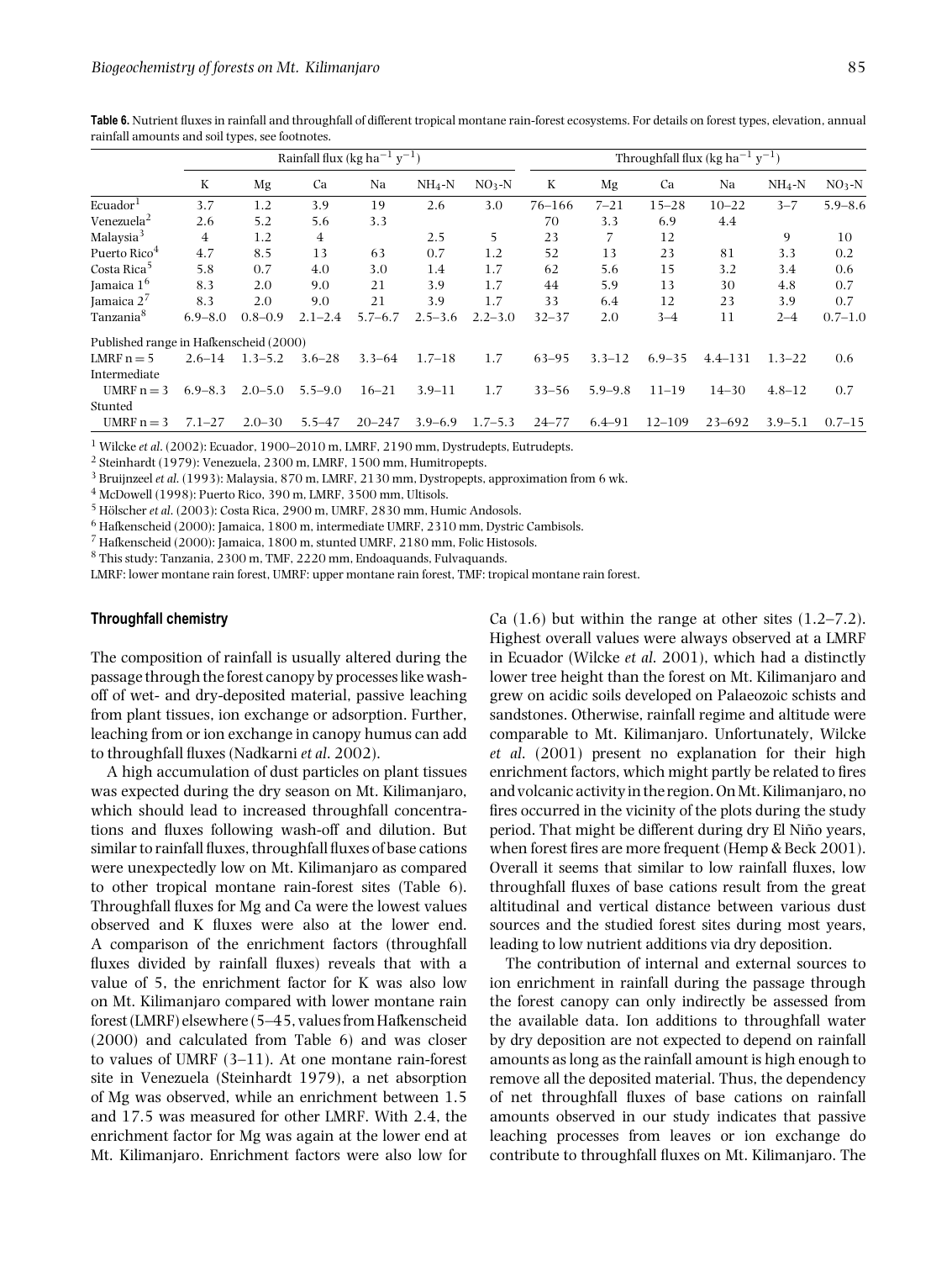**Table 6.** Nutrient fluxes in rainfall and throughfall of different tropical montane rain-forest ecosystems. For details on forest types, elevation, annual rainfall amounts and soil types, see footnotes.

| | Rainfall flux (kg ha$^{-1}$ y$^{-1}$) | | | | | | Throughfall flux (kg ha$^{-1}$ y$^{-1}$) | | | | | |
|---|---|---|---|---|---|---|---|---|---|---|---|---|
| | K | Mg | Ca | Na | $NH_4$-N | $NO_3$-N | K | Mg | Ca | Na | $NH_4$-N | $NO_3$-N |
| Ecuador[1] | 3.7 | 1.2 | 3.9 | 19 | 2.6 | 3.0 | 76–166 | 7–21 | 15–28 | 10–22 | 3–7 | 5.9–8.6 |
| Venezuela[2] | 2.6 | 5.2 | 5.6 | 3.3 | | | 70 | 3.3 | 6.9 | 4.4 | | |
| Malaysia[3] | 4 | 1.2 | 4 | | 2.5 | 5 | 23 | 7 | 12 | | 9 | 10 |
| Puerto Rico[4] | 4.7 | 8.5 | 13 | 63 | 0.7 | 1.2 | 52 | 13 | 23 | 81 | 3.3 | 0.2 |
| Costa Rica[5] | 5.8 | 0.7 | 4.0 | 3.0 | 1.4 | 1.7 | 62 | 5.6 | 15 | 3.2 | 3.4 | 0.6 |
| Jamaica 1[6] | 8.3 | 2.0 | 9.0 | 21 | 3.9 | 1.7 | 44 | 5.9 | 13 | 30 | 4.8 | 0.7 |
| Jamaica 2[7] | 8.3 | 2.0 | 9.0 | 21 | 3.9 | 1.7 | 33 | 6.4 | 12 | 23 | 3.9 | 0.7 |
| Tanzania[8] | 6.9–8.0 | 0.8–0.9 | 2.1–2.4 | 5.7–6.7 | 2.5–3.6 | 2.2–3.0 | 32–37 | 2.0 | 3–4 | 11 | 2–4 | 0.7–1.0 |
| Published range in Hafkenscheid (2000) | | | | | | | | | | | | |
| LMRF n = 5 | 2.6–14 | 1.3–5.2 | 3.6–28 | 3.3–64 | 1.7–18 | 1.7 | 63–95 | 3.3–12 | 6.9–35 | 4.4–131 | 1.3–22 | 0.6 |
| Intermediate UMRF n = 3 | 6.9–8.3 | 2.0–5.0 | 5.5–9.0 | 16–21 | 3.9–11 | 1.7 | 33–56 | 5.9–9.8 | 11–19 | 14–30 | 4.8–12 | 0.7 |
| Stunted UMRF n = 3 | 7.1–27 | 2.0–30 | 5.5–47 | 20–247 | 3.9–6.9 | 1.7–5.3 | 24–77 | 6.4–91 | 12–109 | 23–692 | 3.9–5.1 | 0.7–15 |

[1] Wilcke *et al.* (2002): Ecuador, 1900–2010 m, LMRF, 2190 mm, Dystrudepts, Eutrudepts.
[2] Steinhardt (1979): Venezuela, 2300 m, LMRF, 1500 mm, Humitropepts.
[3] Bruijnzeel *et al.* (1993): Malaysia, 870 m, LMRF, 2130 mm, Dystropepts, approximation from 6 wk.
[4] McDowell (1998): Puerto Rico, 390 m, LMRF, 3500 mm, Ultisols.
[5] Hölscher *et al.* (2003): Costa Rica, 2900 m, UMRF, 2830 mm, Humic Andosols.
[6] Hafkenscheid (2000): Jamaica, 1800 m, intermediate UMRF, 2310 mm, Dystric Cambisols.
[7] Hafkenscheid (2000): Jamaica, 1800 m, stunted UMRF, 2180 mm, Folic Histosols.
[8] This study: Tanzania, 2300 m, TMF, 2220 mm, Endoaquands, Fulvaquands.
LMRF: lower montane rain forest, UMRF: upper montane rain forest, TMF: tropical montane rain forest.

### Throughfall chemistry

The composition of rainfall is usually altered during the passage through the forest canopy by processes like wash-off of wet- and dry-deposited material, passive leaching from plant tissues, ion exchange or adsorption. Further, leaching from or ion exchange in canopy humus can add to throughfall fluxes (Nadkarni *et al.* 2002).

A high accumulation of dust particles on plant tissues was expected during the dry season on Mt. Kilimanjaro, which should lead to increased throughfall concentrations and fluxes following wash-off and dilution. But similar to rainfall fluxes, throughfall fluxes of base cations were unexpectedly low on Mt. Kilimanjaro as compared to other tropical montane rain-forest sites (Table 6). Throughfall fluxes for Mg and Ca were the lowest values observed and K fluxes were also at the lower end. A comparison of the enrichment factors (throughfall fluxes divided by rainfall fluxes) reveals that with a value of 5, the enrichment factor for K was also low on Mt. Kilimanjaro compared with lower montane rain forest (LMRF) elsewhere (5–45, values from Hafkenscheid (2000) and calculated from Table 6) and was closer to values of UMRF (3–11). At one montane rain-forest site in Venezuela (Steinhardt 1979), a net absorption of Mg was observed, while an enrichment between 1.5 and 17.5 was measured for other LMRF. With 2.4, the enrichment factor for Mg was again at the lower end at Mt. Kilimanjaro. Enrichment factors were also low for Ca (1.6) but within the range at other sites (1.2–7.2). Highest overall values were always observed at a LMRF in Ecuador (Wilcke *et al.* 2001), which had a distinctly lower tree height than the forest on Mt. Kilimanjaro and grew on acidic soils developed on Palaeozoic schists and sandstones. Otherwise, rainfall regime and altitude were comparable to Mt. Kilimanjaro. Unfortunately, Wilcke *et al.* (2001) present no explanation for their high enrichment factors, which might partly be related to fires and volcanic activity in the region. On Mt. Kilimanjaro, no fires occurred in the vicinity of the plots during the study period. That might be different during dry El Niño years, when forest fires are more frequent (Hemp & Beck 2001). Overall it seems that similar to low rainfall fluxes, low throughfall fluxes of base cations result from the great altitudinal and vertical distance between various dust sources and the studied forest sites during most years, leading to low nutrient additions via dry deposition.

The contribution of internal and external sources to ion enrichment in rainfall during the passage through the forest canopy can only indirectly be assessed from the available data. Ion additions to throughfall water by dry deposition are not expected to depend on rainfall amounts as long as the rainfall amount is high enough to remove all the deposited material. Thus, the dependency of net throughfall fluxes of base cations on rainfall amounts observed in our study indicates that passive leaching processes from leaves or ion exchange do contribute to throughfall fluxes on Mt. Kilimanjaro. The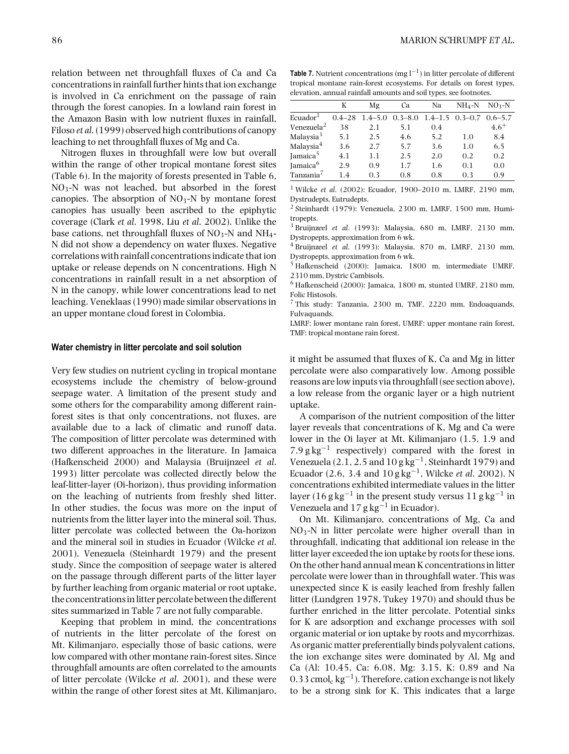relation between net throughfall fluxes of Ca and Ca concentrations in rainfall further hints that ion exchange is involved in Ca enrichment on the passage of rain through the forest canopies. In a lowland rain forest in the Amazon Basin with low nutrient fluxes in rainfall, Filoso *et al.* (1999) observed high contributions of canopy leaching to net throughfall fluxes of Mg and Ca.

Nitrogen fluxes in throughfall were low but overall within the range of other tropical montane forest sites (Table 6). In the majority of forests presented in Table 6, $NO_3$-N was not leached, but absorbed in the forest canopies. The absorption of $NO_3$-N by montane forest canopies has usually been ascribed to the epiphytic coverage (Clark *et al.* 1998, Liu *et al.* 2002). Unlike the base cations, net throughfall fluxes of $NO_3$-N and $NH_4$-N did not show a dependency on water fluxes. Negative correlations with rainfall concentrations indicate that ion uptake or release depends on N concentrations. High N concentrations in rainfall result in a net absorption of N in the canopy, while lower concentrations lead to net leaching. Veneklaas (1990) made similar observations in an upper montane cloud forest in Colombia.

#### Water chemistry in litter percolate and soil solution

Very few studies on nutrient cycling in tropical montane ecosystems include the chemistry of below-ground seepage water. A limitation of the present study and some others for the comparability among different rain-forest sites is that only concentrations, not fluxes, are available due to a lack of climatic and runoff data. The composition of litter percolate was determined with two different approaches in the literature. In Jamaica (Hafkenscheid 2000) and Malaysia (Bruijnzeel *et al.* 1993) litter percolate was collected directly below the leaf-litter-layer (Oi-horizon), thus providing information on the leaching of nutrients from freshly shed litter. In other studies, the focus was more on the input of nutrients from the litter layer into the mineral soil. Thus, litter percolate was collected between the Oa-horizon and the mineral soil in studies in Ecuador (Wilcke *et al.* 2001), Venezuela (Steinhardt 1979) and the present study. Since the composition of seepage water is altered on the passage through different parts of the litter layer by further leaching from organic material or root uptake, the concentrations in litter percolate between the different sites summarized in Table 7 are not fully comparable.

Keeping that problem in mind, the concentrations of nutrients in the litter percolate of the forest on Mt. Kilimanjaro, especially those of basic cations, were low compared with other montane rain-forest sites. Since throughfall amounts are often correlated to the amounts of litter percolate (Wilcke *et al.* 2001), and these were within the range of other forest sites at Mt. Kilimanjaro,

**Table 7.** Nutrient concentrations (mg $l^{-1}$) in litter percolate of different tropical montane rain-forest ecosystems. For details on forest types, elevation, annual rainfall amounts and soil types, see footnotes.

| | K | Mg | Ca | Na | $NH_4$-N | $NO_3$-N |
|---|---|---|---|---|---|---|
| Ecuador[1] | 0.4–28 | 1.4–5.0 | 0.3–8.0 | 1.4–1.5 | 0.3–0.7 | 0.6–5.7 |
| Venezuela[2] | 38 | 2.1 | 5.1 | 0.4 | | 4.6[+] |
| Malaysia[3] | 5.1 | 2.5 | 4.6 | 5.2 | 1.0 | 8.4 |
| Malaysia[4] | 3.6 | 2.7 | 5.7 | 3.6 | 1.0 | 6.5 |
| Jamaica[5] | 4.1 | 1.1 | 2.5 | 2.0 | 0.2 | 0.2 |
| Jamaica[6] | 2.9 | 0.9 | 1.7 | 1.6 | 0.1 | 0.0 |
| Tanzania[7] | 1.4 | 0.3 | 0.8 | 0.8 | 0.3 | 0.9 |

[1] Wilcke *et al.* (2002): Ecuador, 1900–2010 m, LMRF, 2190 mm, Dystrudepts, Eutrudepts.
[2] Steinhardt (1979): Venezuela, 2300 m, LMRF, 1500 mm, Humitropepts.
[3] Bruijnzeel *et al.* (1993): Malaysia, 680 m, LMRF, 2130 mm, Dystropepts, approximation from 6 wk.
[4] Bruijnzeel *et al.* (1993): Malaysia, 870 m, LMRF, 2130 mm, Dystropepts, approximation from 6 wk.
[5] Hafkenscheid (2000): Jamaica, 1800 m, intermediate UMRF, 2310 mm, Dystric Cambisols.
[6] Hafkenscheid (2000): Jamaica, 1800 m, stunted UMRF, 2180 mm, Folic Histosols.
[7] This study: Tanzania, 2300 m, TMF, 2220 mm, Endoaquands, Fulvaquands.
LMRF: lower montane rain forest, UMRF: upper montane rain forest, TMF: tropical montane rain forest.

it might be assumed that fluxes of K, Ca and Mg in litter percolate were also comparatively low. Among possible reasons are low inputs via throughfall (see section above), a low release from the organic layer or a high nutrient uptake.

A comparison of the nutrient composition of the litter layer reveals that concentrations of K, Mg and Ca were lower in the Oi layer at Mt. Kilimanjaro (1.5, 1.9 and 7.9 g $kg^{-1}$ respectively) compared with the forest in Venezuela (2.1, 2.5 and 10 g $kg^{-1}$, Steinhardt 1979) and Ecuador (2.6, 3.4 and 10 g $kg^{-1}$, Wilcke *et al.* 2002). N concentrations exhibited intermediate values in the litter layer (16 g $kg^{-1}$ in the present study versus 11 g $kg^{-1}$ in Venezuela and 17 g $kg^{-1}$ in Ecuador).

On Mt. Kilimanjaro, concentrations of Mg, Ca and $NO_3$-N in litter percolate were higher overall than in throughfall, indicating that additional ion release in the litter layer exceeded the ion uptake by roots for these ions. On the other hand annual mean K concentrations in litter percolate were lower than in throughfall water. This was unexpected since K is easily leached from freshly fallen litter (Lundgren 1978, Tukey 1970) and should thus be further enriched in the litter percolate. Potential sinks for K are adsorption and exchange processes with soil organic material or ion uptake by roots and mycorrhizas. As organic matter preferentially binds polyvalent cations, the ion exchange sites were dominated by Al, Mg and Ca (Al: 10.45, Ca: 6.08, Mg: 3.15, K: 0.89 and Na 0.33 $cmol_c\ kg^{-1}$). Therefore, cation exchange is not likely to be a strong sink for K. This indicates that a large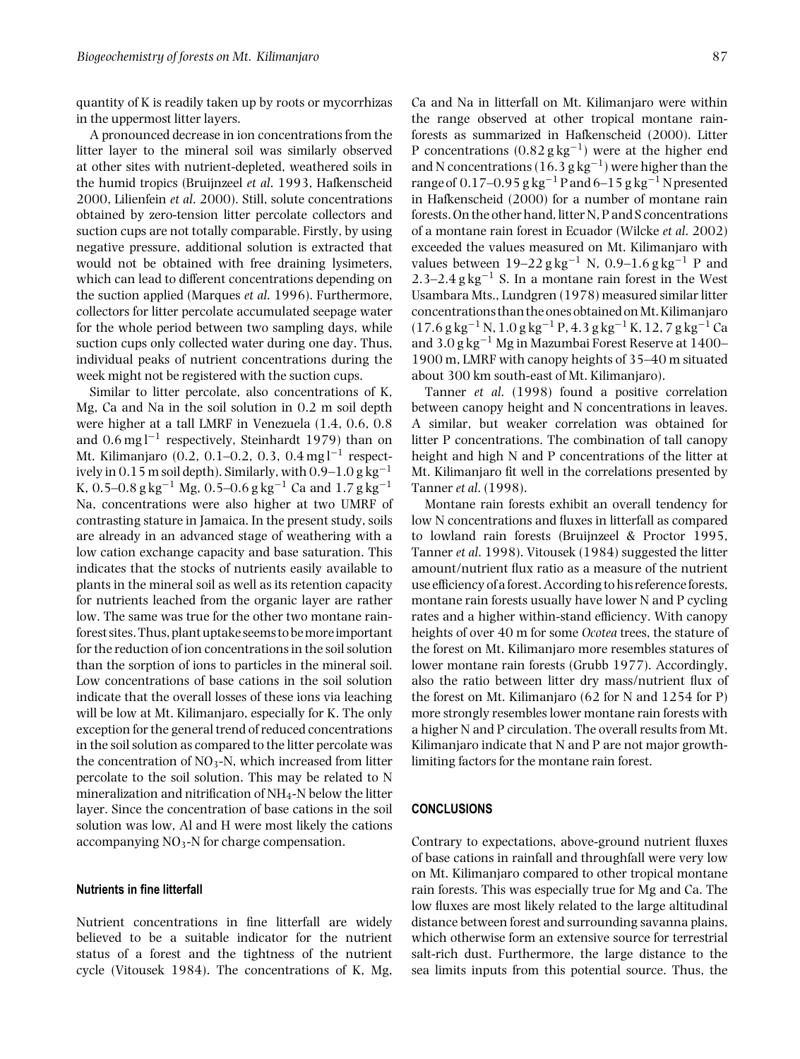quantity of K is readily taken up by roots or mycorrhizas in the uppermost litter layers.

A pronounced decrease in ion concentrations from the litter layer to the mineral soil was similarly observed at other sites with nutrient-depleted, weathered soils in the humid tropics (Bruijnzeel *et al.* 1993, Hafkenscheid 2000, Lilienfein *et al.* 2000). Still, solute concentrations obtained by zero-tension litter percolate collectors and suction cups are not totally comparable. Firstly, by using negative pressure, additional solution is extracted that would not be obtained with free draining lysimeters, which can lead to different concentrations depending on the suction applied (Marques *et al.* 1996). Furthermore, collectors for litter percolate accumulated seepage water for the whole period between two sampling days, while suction cups only collected water during one day. Thus, individual peaks of nutrient concentrations during the week might not be registered with the suction cups.

Similar to litter percolate, also concentrations of K, Mg, Ca and Na in the soil solution in 0.2 m soil depth were higher at a tall LMRF in Venezuela (1.4, 0.6, 0.8 and 0.6 mg $l^{-1}$ respectively, Steinhardt 1979) than on Mt. Kilimanjaro (0.2, 0.1–0.2, 0.3, 0.4 mg $l^{-1}$ respectively in 0.15 m soil depth). Similarly, with 0.9–1.0 g $kg^{-1}$ K, 0.5–0.8 g $kg^{-1}$ Mg, 0.5–0.6 g $kg^{-1}$ Ca and 1.7 g $kg^{-1}$ Na, concentrations were also higher at two UMRF of contrasting stature in Jamaica. In the present study, soils are already in an advanced stage of weathering with a low cation exchange capacity and base saturation. This indicates that the stocks of nutrients easily available to plants in the mineral soil as well as its retention capacity for nutrients leached from the organic layer are rather low. The same was true for the other two montane rainforest sites. Thus, plant uptake seems to be more important for the reduction of ion concentrations in the soil solution than the sorption of ions to particles in the mineral soil. Low concentrations of base cations in the soil solution indicate that the overall losses of these ions via leaching will be low at Mt. Kilimanjaro, especially for K. The only exception for the general trend of reduced concentrations in the soil solution as compared to the litter percolate was the concentration of $NO_3$-N, which increased from litter percolate to the soil solution. This may be related to N mineralization and nitrification of $NH_4$-N below the litter layer. Since the concentration of base cations in the soil solution was low, Al and H were most likely the cations accompanying $NO_3$-N for charge compensation.

#### Nutrients in fine litterfall

Nutrient concentrations in fine litterfall are widely believed to be a suitable indicator for the nutrient status of a forest and the tightness of the nutrient cycle (Vitousek 1984). The concentrations of K, Mg, Ca and Na in litterfall on Mt. Kilimanjaro were within the range observed at other tropical montane rainforests as summarized in Hafkenscheid (2000). Litter P concentrations (0.82 g $kg^{-1}$) were at the higher end and N concentrations (16.3 g $kg^{-1}$) were higher than the range of 0.17–0.95 g $kg^{-1}$ P and 6–15 g $kg^{-1}$ N presented in Hafkenscheid (2000) for a number of montane rain forests. On the other hand, litter N, P and S concentrations of a montane rain forest in Ecuador (Wilcke *et al.* 2002) exceeded the values measured on Mt. Kilimanjaro with values between 19–22 g $kg^{-1}$ N, 0.9–1.6 g $kg^{-1}$ P and 2.3–2.4 g $kg^{-1}$ S. In a montane rain forest in the West Usambara Mts., Lundgren (1978) measured similar litter concentrations than the ones obtained on Mt. Kilimanjaro (17.6 g $kg^{-1}$ N, 1.0 g $kg^{-1}$ P, 4.3 g $kg^{-1}$ K, 12, 7 g $kg^{-1}$ Ca and 3.0 g $kg^{-1}$ Mg in Mazumbai Forest Reserve at 1400–1900 m, LMRF with canopy heights of 35–40 m situated about 300 km south-east of Mt. Kilimanjaro).

Tanner *et al.* (1998) found a positive correlation between canopy height and N concentrations in leaves. A similar, but weaker correlation was obtained for litter P concentrations. The combination of tall canopy height and high N and P concentrations of the litter at Mt. Kilimanjaro fit well in the correlations presented by Tanner *et al.* (1998).

Montane rain forests exhibit an overall tendency for low N concentrations and fluxes in litterfall as compared to lowland rain forests (Bruijnzeel & Proctor 1995, Tanner *et al.* 1998). Vitousek (1984) suggested the litter amount/nutrient flux ratio as a measure of the nutrient use efficiency of a forest. According to his reference forests, montane rain forests usually have lower N and P cycling rates and a higher within-stand efficiency. With canopy heights of over 40 m for some *Ocotea* trees, the stature of the forest on Mt. Kilimanjaro more resembles statures of lower montane rain forests (Grubb 1977). Accordingly, also the ratio between litter dry mass/nutrient flux of the forest on Mt. Kilimanjaro (62 for N and 1254 for P) more strongly resembles lower montane rain forests with a higher N and P circulation. The overall results from Mt. Kilimanjaro indicate that N and P are not major growth-limiting factors for the montane rain forest.

### CONCLUSIONS

Contrary to expectations, above-ground nutrient fluxes of base cations in rainfall and throughfall were very low on Mt. Kilimanjaro compared to other tropical montane rain forests. This was especially true for Mg and Ca. The low fluxes are most likely related to the large altitudinal distance between forest and surrounding savanna plains, which otherwise form an extensive source for terrestrial salt-rich dust. Furthermore, the large distance to the sea limits inputs from this potential source. Thus, the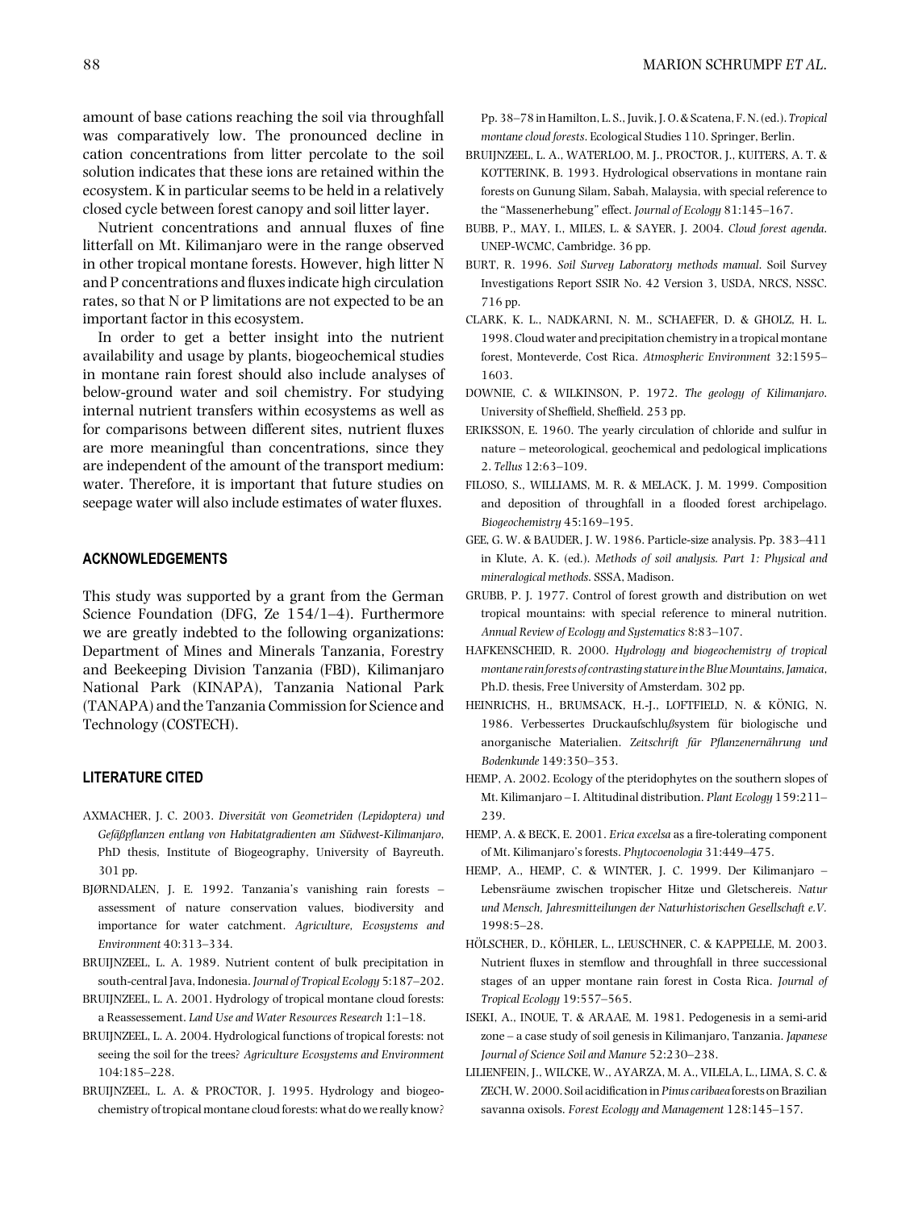amount of base cations reaching the soil via throughfall was comparatively low. The pronounced decline in cation concentrations from litter percolate to the soil solution indicates that these ions are retained within the ecosystem. K in particular seems to be held in a relatively closed cycle between forest canopy and soil litter layer.

Nutrient concentrations and annual fluxes of fine litterfall on Mt. Kilimanjaro were in the range observed in other tropical montane forests. However, high litter N and P concentrations and fluxes indicate high circulation rates, so that N or P limitations are not expected to be an important factor in this ecosystem.

In order to get a better insight into the nutrient availability and usage by plants, biogeochemical studies in montane rain forest should also include analyses of below-ground water and soil chemistry. For studying internal nutrient transfers within ecosystems as well as for comparisons between different sites, nutrient fluxes are more meaningful than concentrations, since they are independent of the amount of the transport medium: water. Therefore, it is important that future studies on seepage water will also include estimates of water fluxes.

## ACKNOWLEDGEMENTS

This study was supported by a grant from the German Science Foundation (DFG, Ze 154/1–4). Furthermore we are greatly indebted to the following organizations: Department of Mines and Minerals Tanzania, Forestry and Beekeeping Division Tanzania (FBD), Kilimanjaro National Park (KINAPA), Tanzania National Park (TANAPA) and the Tanzania Commission for Science and Technology (COSTECH).

## LITERATURE CITED

AXMACHER, J. C. 2003. *Diversität von Geometriden (Lepidoptera) und Gefäßpflanzen entlang von Habitatgradienten am Südwest-Kilimanjaro*, PhD thesis, Institute of Biogeography, University of Bayreuth. 301 pp.

BJØRNDALEN, J. E. 1992. Tanzania's vanishing rain forests – assessment of nature conservation values, biodiversity and importance for water catchment. *Agriculture, Ecosystems and Environment* 40:313–334.

BRUIJNZEEL, L. A. 1989. Nutrient content of bulk precipitation in south-central Java, Indonesia. *Journal of Tropical Ecology* 5:187–202.

BRUIJNZEEL, L. A. 2001. Hydrology of tropical montane cloud forests: a Reassessement. *Land Use and Water Resources Research* 1:1–18.

BRUIJNZEEL, L. A. 2004. Hydrological functions of tropical forests: not seeing the soil for the trees? *Agriculture Ecosystems and Environment* 104:185–228.

BRUIJNZEEL, L. A. & PROCTOR, J. 1995. Hydrology and biogeochemistry of tropical montane cloud forests: what do we really know? Pp. 38–78 in Hamilton, L. S., Juvik, J. O. & Scatena, F. N. (ed.). *Tropical montane cloud forests*. Ecological Studies 110. Springer, Berlin.

BRUIJNZEEL, L. A., WATERLOO, M. J., PROCTOR, J., KUITERS, A. T. & KOTTERINK, B. 1993. Hydrological observations in montane rain forests on Gunung Silam, Sabah, Malaysia, with special reference to the "Massenerhebung" effect. *Journal of Ecology* 81:145–167.

BUBB, P., MAY, I., MILES, L. & SAYER, J. 2004. *Cloud forest agenda*. UNEP-WCMC, Cambridge. 36 pp.

BURT, R. 1996. *Soil Survey Laboratory methods manual*. Soil Survey Investigations Report SSIR No. 42 Version 3, USDA, NRCS, NSSC. 716 pp.

CLARK, K. L., NADKARNI, N. M., SCHAEFER, D. & GHOLZ, H. L. 1998. Cloud water and precipitation chemistry in a tropical montane forest, Monteverde, Cost Rica. *Atmospheric Environment* 32:1595–1603.

DOWNIE, C. & WILKINSON, P. 1972. *The geology of Kilimanjaro*. University of Sheffield, Sheffield. 253 pp.

ERIKSSON, E. 1960. The yearly circulation of chloride and sulfur in nature – meteorological, geochemical and pedological implications 2. *Tellus* 12:63–109.

FILOSO, S., WILLIAMS, M. R. & MELACK, J. M. 1999. Composition and deposition of throughfall in a flooded forest archipelago. *Biogeochemistry* 45:169–195.

GEE, G. W. & BAUDER, J. W. 1986. Particle-size analysis. Pp. 383–411 in Klute, A. K. (ed.). *Methods of soil analysis. Part 1: Physical and mineralogical methods*. SSSA, Madison.

GRUBB, P. J. 1977. Control of forest growth and distribution on wet tropical mountains: with special reference to mineral nutrition. *Annual Review of Ecology and Systematics* 8:83–107.

HAFKENSCHEID, R. 2000. *Hydrology and biogeochemistry of tropical montane rain forests of contrasting stature in the Blue Mountains, Jamaica*, Ph.D. thesis, Free University of Amsterdam. 302 pp.

HEINRICHS, H., BRUMSACK, H.-J., LOFTFIELD, N. & KÖNIG, N. 1986. Verbessertes Druckaufschlußsystem für biologische und anorganische Materialien. *Zeitschrift für Pflanzenernährung und Bodenkunde* 149:350–353.

HEMP, A. 2002. Ecology of the pteridophytes on the southern slopes of Mt. Kilimanjaro – I. Altitudinal distribution. *Plant Ecology* 159:211–239.

HEMP, A. & BECK, E. 2001. *Erica excelsa* as a fire-tolerating component of Mt. Kilimanjaro's forests. *Phytocoenologia* 31:449–475.

HEMP, A., HEMP, C. & WINTER, J. C. 1999. Der Kilimanjaro – Lebensräume zwischen tropischer Hitze und Gletschereis. *Natur und Mensch, Jahresmitteilungen der Naturhistorischen Gesellschaft e.V.* 1998:5–28.

HÖLSCHER, D., KÖHLER, L., LEUSCHNER, C. & KAPPELLE, M. 2003. Nutrient fluxes in stemflow and throughfall in three successional stages of an upper montane rain forest in Costa Rica. *Journal of Tropical Ecology* 19:557–565.

ISEKI, A., INOUE, T. & ARAAE, M. 1981. Pedogenesis in a semi-arid zone – a case study of soil genesis in Kilimanjaro, Tanzania. *Japanese Journal of Science Soil and Manure* 52:230–238.

LILIENFEIN, J., WILCKE, W., AYARZA, M. A., VILELA, L., LIMA, S. C. & ZECH, W. 2000. Soil acidification in *Pinus caribaea* forests on Brazilian savanna oxisols. *Forest Ecology and Management* 128:145–157.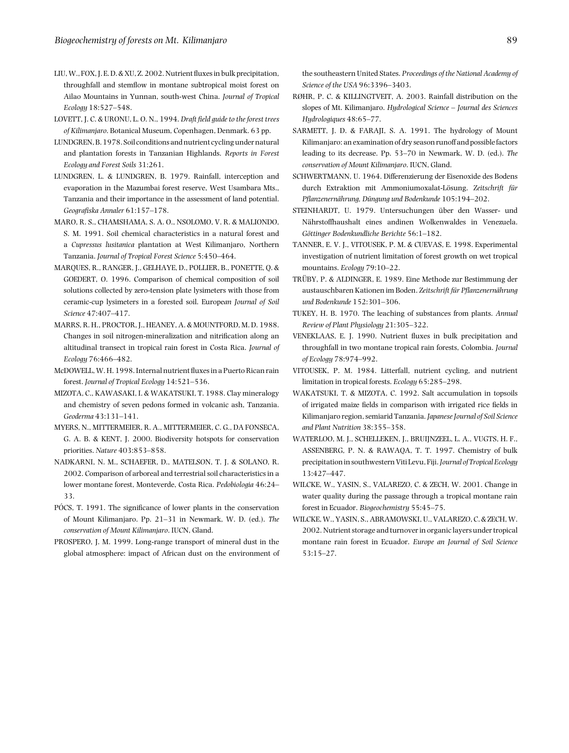LIU, W., FOX, J. E. D. & XU, Z. 2002. Nutrient fluxes in bulk precipitation, throughfall and stemflow in montane subtropical moist forest on Ailao Mountains in Yunnan, south-west China. *Journal of Tropical Ecology* 18:527–548.

LOVETT, J. C. & URONU, L. O. N., 1994. *Draft field guide to the forest trees of Kilimanjaro*. Botanical Museum, Copenhagen, Denmark. 63 pp.

LUNDGREN, B. 1978. Soil conditions and nutrient cycling under natural and plantation forests in Tanzanian Highlands. *Reports in Forest Ecology and Forest Soils* 31:261.

LUNDGREN, L. & LUNDGREN, B. 1979. Rainfall, interception and evaporation in the Mazumbai forest reserve, West Usambara Mts., Tanzania and their importance in the assessment of land potential. *Geografiska Annaler* 61:157–178.

MARO, R. S., CHAMSHAMA, S. A. O., NSOLOMO, V. R. & MALIONDO, S. M. 1991. Soil chemical characteristics in a natural forest and a *Cupressus lusitanica* plantation at West Kilimanjaro, Northern Tanzania. *Journal of Tropical Forest Science* 5:450–464.

MARQUES, R., RANGER, J., GELHAYE, D., POLLIER, B., PONETTE, Q. & GOEDERT, O. 1996. Comparison of chemical composition of soil solutions collected by zero-tension plate lysimeters with those from ceramic-cup lysimeters in a forested soil. *European Journal of Soil Science* 47:407–417.

MARRS, R. H., PROCTOR, J., HEANEY, A. & MOUNTFORD, M. D. 1988. Changes in soil nitrogen-mineralization and nitrification along an altitudinal transect in tropical rain forest in Costa Rica. *Journal of Ecology* 76:466–482.

McDOWELL, W. H. 1998. Internal nutrient fluxes in a Puerto Rican rain forest. *Journal of Tropical Ecology* 14:521–536.

MIZOTA, C., KAWASAKI, I. & WAKATSUKI, T. 1988. Clay mineralogy and chemistry of seven pedons formed in volcanic ash, Tanzania. *Geoderma* 43:131–141.

MYERS, N., MITTERMEIER, R. A., MITTERMEIER, C. G., DA FONSECA, G. A. B. & KENT, J. 2000. Biodiversity hotspots for conservation priorities. *Nature* 403:853–858.

NADKARNI, N. M., SCHAEFER, D., MATELSON, T. J. & SOLANO, R. 2002. Comparison of arboreal and terrestrial soil characteristics in a lower montane forest, Monteverde, Costa Rica. *Pedobiologia* 46:24–33.

PÓCS, T. 1991. The significance of lower plants in the conservation of Mount Kilimanjaro. Pp. 21–31 in Newmark, W. D. (ed.). *The conservation of Mount Kilimanjaro*. IUCN, Gland.

PROSPERO, J. M. 1999. Long-range transport of mineral dust in the global atmosphere: impact of African dust on the environment of the southeastern United States. *Proceedings of the National Academy of Science of the USA* 96:3396–3403.

RØHR, P. C. & KILLINGTVEIT, A. 2003. Rainfall distribution on the slopes of Mt. Kilimanjaro. *Hydrological Science – Journal des Sciences Hydrologiques* 48:65–77.

SARMETT, J. D. & FARAJI, S. A. 1991. The hydrology of Mount Kilimanjaro: an examination of dry season runoff and possible factors leading to its decrease. Pp. 53–70 in Newmark, W. D. (ed.). *The conservation of Mount Kilimanjaro*. IUCN, Gland.

SCHWERTMANN, U. 1964. Differenzierung der Eisenoxide des Bodens durch Extraktion mit Ammoniumoxalat-Lösung. *Zeitschrift für Pflanzenernährung, Düngung und Bodenkunde* 105:194–202.

STEINHARDT, U. 1979. Untersuchungen über den Wasser- und Nährstoffhaushalt eines andinen Wolkenwaldes in Venezuela. *Göttinger Bodenkundliche Berichte* 56:1–182.

TANNER, E. V. J., VITOUSEK, P. M. & CUEVAS, E. 1998. Experimental investigation of nutrient limitation of forest growth on wet tropical mountains. *Ecology* 79:10–22.

TRÜBY, P. & ALDINGER, E. 1989. Eine Methode zur Bestimmung der austauschbaren Kationen im Boden. *Zeitschrift für Pflanzenernährung und Bodenkunde* 152:301–306.

TUKEY, H. B. 1970. The leaching of substances from plants. *Annual Review of Plant Physiology* 21:305–322.

VENEKLAAS, E. J. 1990. Nutrient fluxes in bulk precipitation and throughfall in two montane tropical rain forests, Colombia. *Journal of Ecology* 78:974–992.

VITOUSEK, P. M. 1984. Litterfall, nutrient cycling, and nutrient limitation in tropical forests. *Ecology* 65:285–298.

WAKATSUKI, T. & MIZOTA, C. 1992. Salt accumulation in topsoils of irrigated maize fields in comparison with irrigated rice fields in Kilimanjaro region, semiarid Tanzania. *Japanese Journal of Soil Science and Plant Nutrition* 38:355–358.

WATERLOO, M. J., SCHELLEKEN, J., BRUIJNZEEL, L. A., VUGTS, H. F., ASSENBERG, P. N. & RAWAQA, T. T. 1997. Chemistry of bulk precipitation in southwestern Viti Levu, Fiji. *Journal of Tropical Ecology* 13:427–447.

WILCKE, W., YASIN, S., VALAREZO, C. & ZECH, W. 2001. Change in water quality during the passage through a tropical montane rain forest in Ecuador. *Biogeochemistry* 55:45–75.

WILCKE, W., YASIN, S., ABRAMOWSKI, U., VALAREZO, C. & ZECH, W. 2002. Nutrient storage and turnover in organic layers under tropical montane rain forest in Ecuador. *European Journal of Soil Science* 53:15–27.